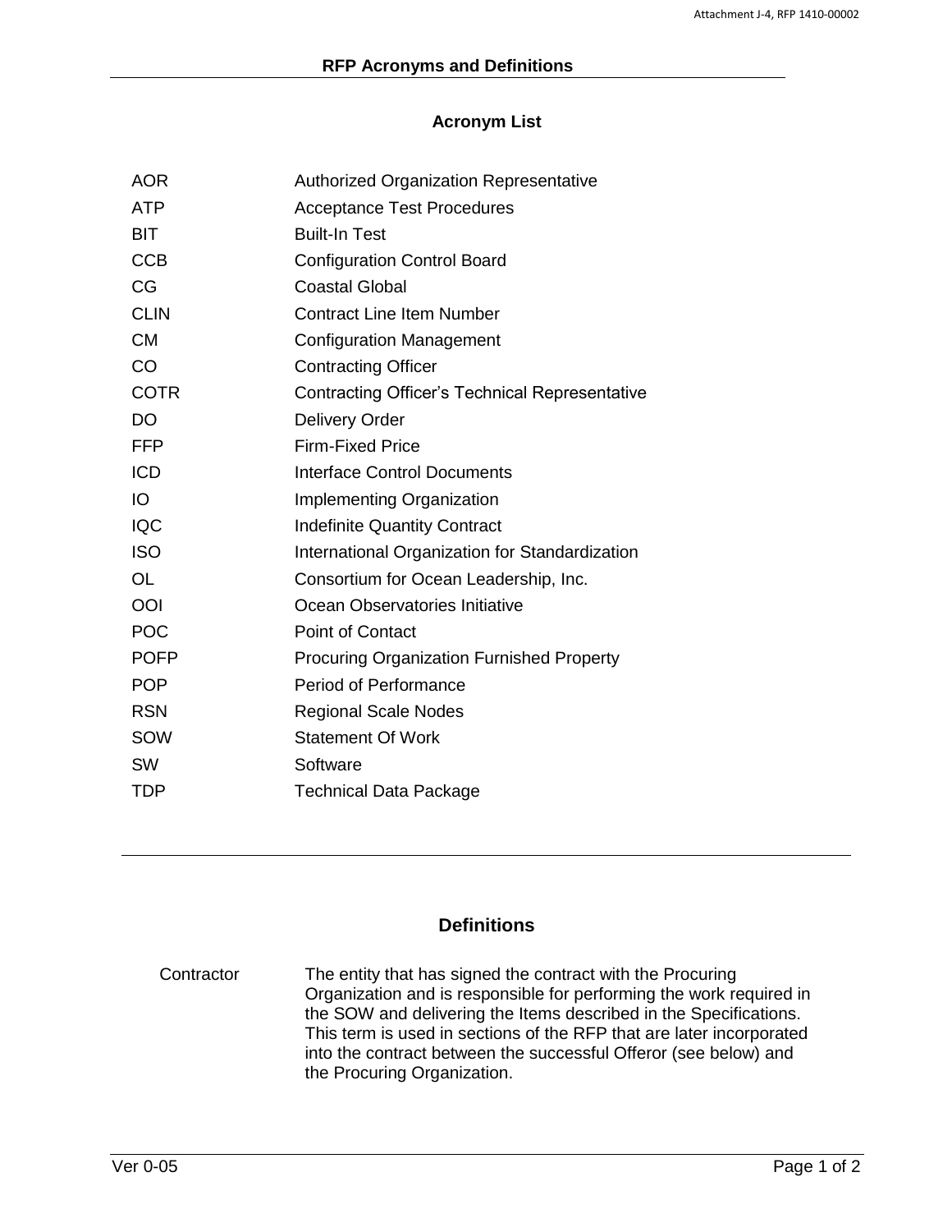# RFP Acronyms and Definitions

## Acronym List

| | |
|---|---|
| AOR | Authorized Organization Representative |
| ATP | Acceptance Test Procedures |
| BIT | Built-In Test |
| CCB | Configuration Control Board |
| CG | Coastal Global |
| CLIN | Contract Line Item Number |
| CM | Configuration Management |
| CO | Contracting Officer |
| COTR | Contracting Officer's Technical Representative |
| DO | Delivery Order |
| FFP | Firm-Fixed Price |
| ICD | Interface Control Documents |
| IO | Implementing Organization |
| IQC | Indefinite Quantity Contract |
| ISO | International Organization for Standardization |
| OL | Consortium for Ocean Leadership, Inc. |
| OOI | Ocean Observatories Initiative |
| POC | Point of Contact |
| POFP | Procuring Organization Furnished Property |
| POP | Period of Performance |
| RSN | Regional Scale Nodes |
| SOW | Statement Of Work |
| SW | Software |
| TDP | Technical Data Package |

---

## Definitions

| | |
|---|---|
| Contractor | The entity that has signed the contract with the Procuring Organization and is responsible for performing the work required in the SOW and delivering the Items described in the Specifications. This term is used in sections of the RFP that are later incorporated into the contract between the successful Offeror (see below) and the Procuring Organization. |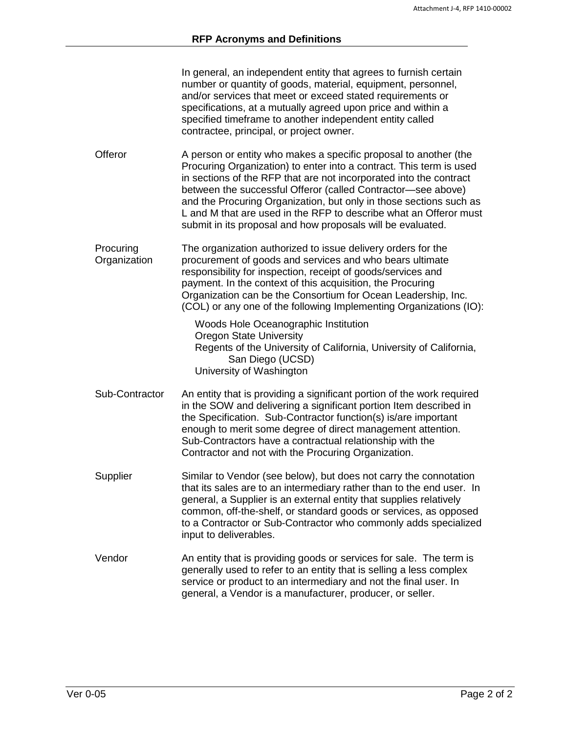## RFP Acronyms and Definitions

| | |
|---|---|
| | In general, an independent entity that agrees to furnish certain number or quantity of goods, material, equipment, personnel, and/or services that meet or exceed stated requirements or specifications, at a mutually agreed upon price and within a specified timeframe to another independent entity called contractee, principal, or project owner. |
| Offeror | A person or entity who makes a specific proposal to another (the Procuring Organization) to enter into a contract. This term is used in sections of the RFP that are not incorporated into the contract between the successful Offeror (called Contractor—see above) and the Procuring Organization, but only in those sections such as L and M that are used in the RFP to describe what an Offeror must submit in its proposal and how proposals will be evaluated. |
| Procuring Organization | The organization authorized to issue delivery orders for the procurement of goods and services and who bears ultimate responsibility for inspection, receipt of goods/services and payment. In the context of this acquisition, the Procuring Organization can be the Consortium for Ocean Leadership, Inc. (COL) or any one of the following Implementing Organizations (IO):<br><br>Woods Hole Oceanographic Institution<br>Oregon State University<br>Regents of the University of California, University of California, San Diego (UCSD)<br>University of Washington |
| Sub-Contractor | An entity that is providing a significant portion of the work required in the SOW and delivering a significant portion Item described in the Specification. Sub-Contractor function(s) is/are important enough to merit some degree of direct management attention. Sub-Contractors have a contractual relationship with the Contractor and not with the Procuring Organization. |
| Supplier | Similar to Vendor (see below), but does not carry the connotation that its sales are to an intermediary rather than to the end user. In general, a Supplier is an external entity that supplies relatively common, off-the-shelf, or standard goods or services, as opposed to a Contractor or Sub-Contractor who commonly adds specialized input to deliverables. |
| Vendor | An entity that is providing goods or services for sale. The term is generally used to refer to an entity that is selling a less complex service or product to an intermediary and not the final user. In general, a Vendor is a manufacturer, producer, or seller. |